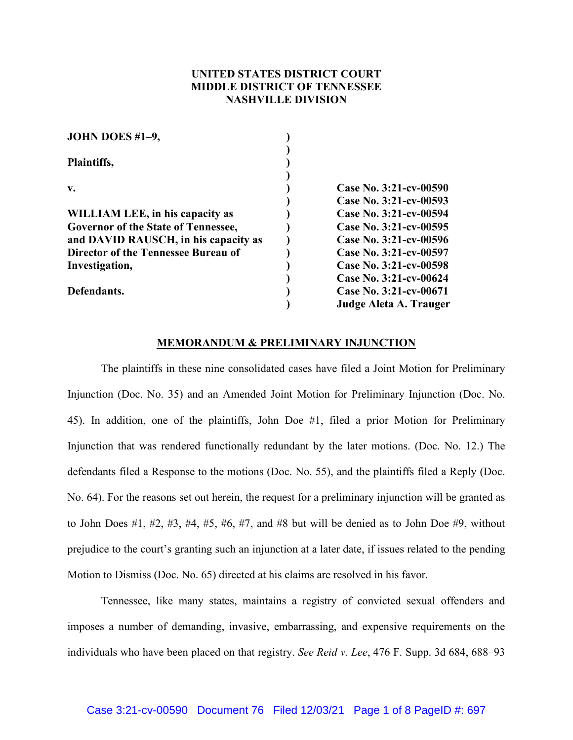**UNITED STATES DISTRICT COURT**
**MIDDLE DISTRICT OF TENNESSEE**
**NASHVILLE DIVISION**

| | | |
|---|---|---|
| **JOHN DOES #1–9,** | ) | |
| | ) | |
| **Plaintiffs,** | ) | |
| | ) | |
| **v.** | ) | **Case No. 3:21-cv-00590** |
| | ) | **Case No. 3:21-cv-00593** |
| **WILLIAM LEE, in his capacity as** | ) | **Case No. 3:21-cv-00594** |
| **Governor of the State of Tennessee,** | ) | **Case No. 3:21-cv-00595** |
| **and DAVID RAUSCH, in his capacity as** | ) | **Case No. 3:21-cv-00596** |
| **Director of the Tennessee Bureau of** | ) | **Case No. 3:21-cv-00597** |
| **Investigation,** | ) | **Case No. 3:21-cv-00598** |
| | ) | **Case No. 3:21-cv-00624** |
| **Defendants.** | ) | **Case No. 3:21-cv-00671** |
| | ) | **Judge Aleta A. Trauger** |

## MEMORANDUM & PRELIMINARY INJUNCTION

The plaintiffs in these nine consolidated cases have filed a Joint Motion for Preliminary Injunction (Doc. No. 35) and an Amended Joint Motion for Preliminary Injunction (Doc. No. 45). In addition, one of the plaintiffs, John Doe #1, filed a prior Motion for Preliminary Injunction that was rendered functionally redundant by the later motions. (Doc. No. 12.) The defendants filed a Response to the motions (Doc. No. 55), and the plaintiffs filed a Reply (Doc. No. 64). For the reasons set out herein, the request for a preliminary injunction will be granted as to John Does #1, #2, #3, #4, #5, #6, #7, and #8 but will be denied as to John Doe #9, without prejudice to the court's granting such an injunction at a later date, if issues related to the pending Motion to Dismiss (Doc. No. 65) directed at his claims are resolved in his favor.

Tennessee, like many states, maintains a registry of convicted sexual offenders and imposes a number of demanding, invasive, embarrassing, and expensive requirements on the individuals who have been placed on that registry. *See Reid v. Lee*, 476 F. Supp. 3d 684, 688–93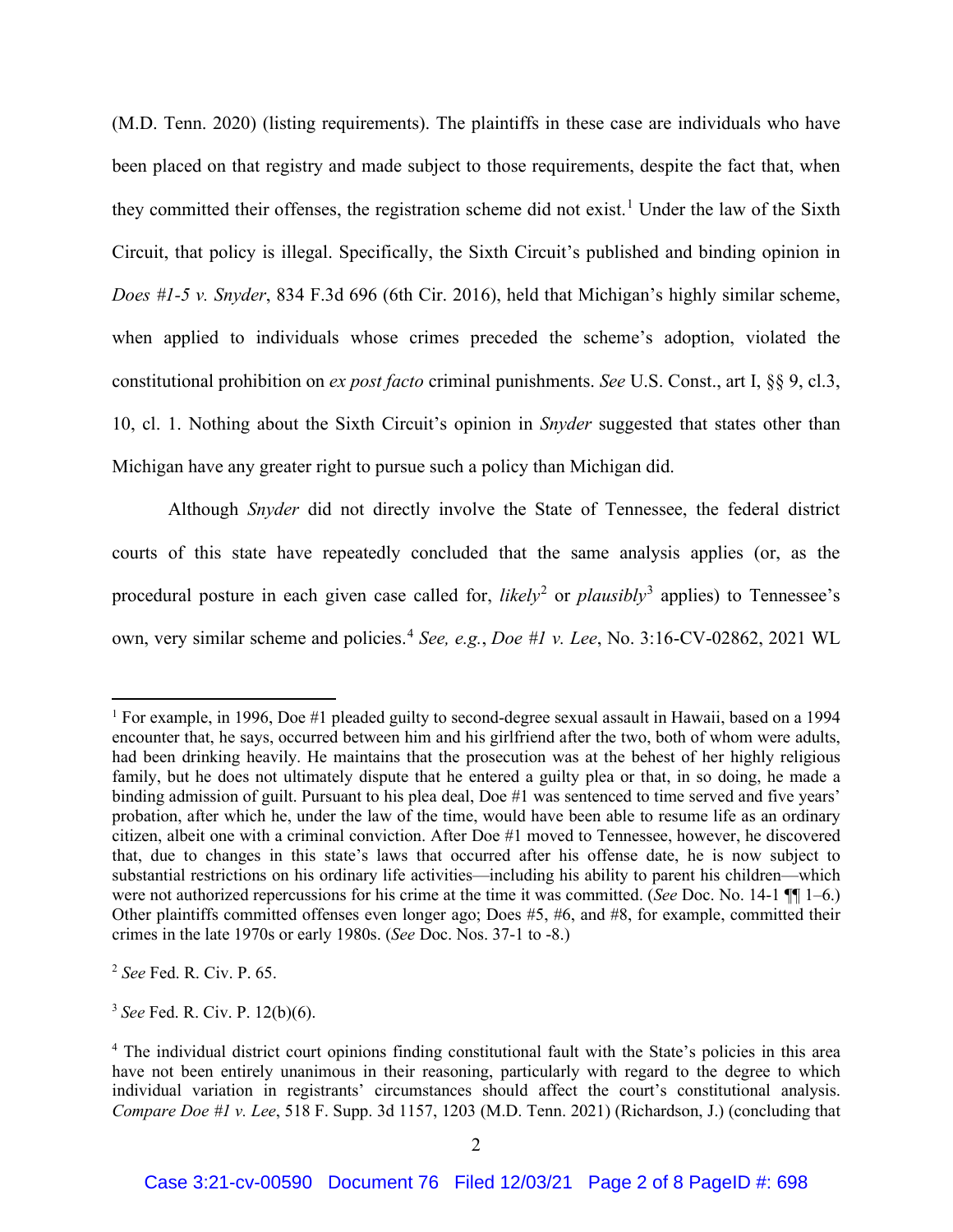(M.D. Tenn. 2020) (listing requirements). The plaintiffs in these case are individuals who have been placed on that registry and made subject to those requirements, despite the fact that, when they committed their offenses, the registration scheme did not exist.[1] Under the law of the Sixth Circuit, that policy is illegal. Specifically, the Sixth Circuit's published and binding opinion in *Does #1-5 v. Snyder*, 834 F.3d 696 (6th Cir. 2016), held that Michigan's highly similar scheme, when applied to individuals whose crimes preceded the scheme's adoption, violated the constitutional prohibition on *ex post facto* criminal punishments. *See* U.S. Const., art I, §§ 9, cl.3, 10, cl. 1. Nothing about the Sixth Circuit's opinion in *Snyder* suggested that states other than Michigan have any greater right to pursue such a policy than Michigan did.

Although *Snyder* did not directly involve the State of Tennessee, the federal district courts of this state have repeatedly concluded that the same analysis applies (or, as the procedural posture in each given case called for, *likely*[2] or *plausibly*[3] applies) to Tennessee's own, very similar scheme and policies.[4] *See, e.g.*, *Doe #1 v. Lee*, No. 3:16-CV-02862, 2021 WL

---

[1] For example, in 1996, Doe #1 pleaded guilty to second-degree sexual assault in Hawaii, based on a 1994 encounter that, he says, occurred between him and his girlfriend after the two, both of whom were adults, had been drinking heavily. He maintains that the prosecution was at the behest of her highly religious family, but he does not ultimately dispute that he entered a guilty plea or that, in so doing, he made a binding admission of guilt. Pursuant to his plea deal, Doe #1 was sentenced to time served and five years' probation, after which he, under the law of the time, would have been able to resume life as an ordinary citizen, albeit one with a criminal conviction. After Doe #1 moved to Tennessee, however, he discovered that, due to changes in this state's laws that occurred after his offense date, he is now subject to substantial restrictions on his ordinary life activities—including his ability to parent his children—which were not authorized repercussions for his crime at the time it was committed. (*See* Doc. No. 14-1 ¶¶ 1–6.) Other plaintiffs committed offenses even longer ago; Does #5, #6, and #8, for example, committed their crimes in the late 1970s or early 1980s. (*See* Doc. Nos. 37-1 to -8.)

[2] *See* Fed. R. Civ. P. 65.

[3] *See* Fed. R. Civ. P. 12(b)(6).

[4] The individual district court opinions finding constitutional fault with the State's policies in this area have not been entirely unanimous in their reasoning, particularly with regard to the degree to which individual variation in registrants' circumstances should affect the court's constitutional analysis. *Compare Doe #1 v. Lee*, 518 F. Supp. 3d 1157, 1203 (M.D. Tenn. 2021) (Richardson, J.) (concluding that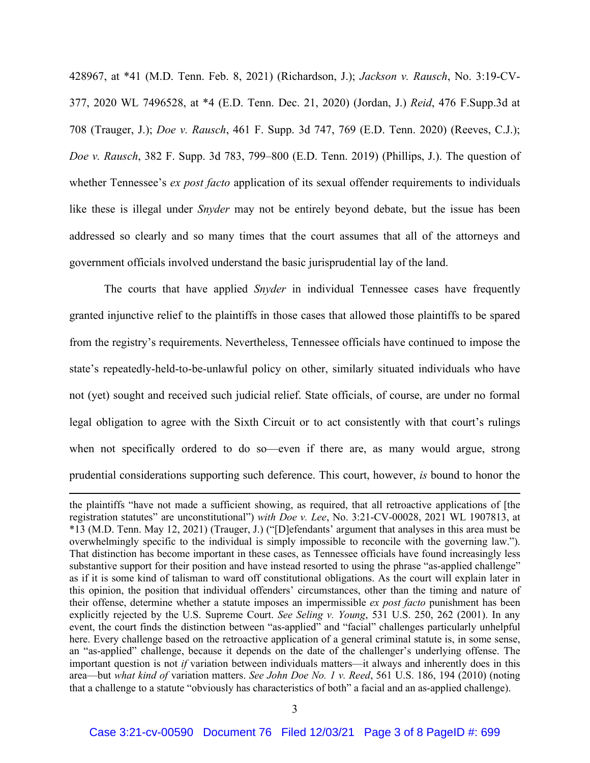428967, at *41 (M.D. Tenn. Feb. 8, 2021) (Richardson, J.); *Jackson v. Rausch*, No. 3:19-CV-377, 2020 WL 7496528, at *4 (E.D. Tenn. Dec. 21, 2020) (Jordan, J.) *Reid*, 476 F.Supp.3d at 708 (Trauger, J.); *Doe v. Rausch*, 461 F. Supp. 3d 747, 769 (E.D. Tenn. 2020) (Reeves, C.J.); *Doe v. Rausch*, 382 F. Supp. 3d 783, 799–800 (E.D. Tenn. 2019) (Phillips, J.). The question of whether Tennessee's *ex post facto* application of its sexual offender requirements to individuals like these is illegal under *Snyder* may not be entirely beyond debate, but the issue has been addressed so clearly and so many times that the court assumes that all of the attorneys and government officials involved understand the basic jurisprudential lay of the land.

The courts that have applied *Snyder* in individual Tennessee cases have frequently granted injunctive relief to the plaintiffs in those cases that allowed those plaintiffs to be spared from the registry's requirements. Nevertheless, Tennessee officials have continued to impose the state's repeatedly-held-to-be-unlawful policy on other, similarly situated individuals who have not (yet) sought and received such judicial relief. State officials, of course, are under no formal legal obligation to agree with the Sixth Circuit or to act consistently with that court's rulings when not specifically ordered to do so—even if there are, as many would argue, strong prudential considerations supporting such deference. This court, however, *is* bound to honor the

---

the plaintiffs "have not made a sufficient showing, as required, that all retroactive applications of [the registration statutes" are unconstitutional") *with Doe v. Lee*, No. 3:21-CV-00028, 2021 WL 1907813, at *13 (M.D. Tenn. May 12, 2021) (Trauger, J.) ("[D]efendants' argument that analyses in this area must be overwhelmingly specific to the individual is simply impossible to reconcile with the governing law."). That distinction has become important in these cases, as Tennessee officials have found increasingly less substantive support for their position and have instead resorted to using the phrase "as-applied challenge" as if it is some kind of talisman to ward off constitutional obligations. As the court will explain later in this opinion, the position that individual offenders' circumstances, other than the timing and nature of their offense, determine whether a statute imposes an impermissible *ex post facto* punishment has been explicitly rejected by the U.S. Supreme Court. *See Seling v. Young*, 531 U.S. 250, 262 (2001). In any event, the court finds the distinction between "as-applied" and "facial" challenges particularly unhelpful here. Every challenge based on the retroactive application of a general criminal statute is, in some sense, an "as-applied" challenge, because it depends on the date of the challenger's underlying offense. The important question is not *if* variation between individuals matters—it always and inherently does in this area—but *what kind of* variation matters. *See John Doe No. 1 v. Reed*, 561 U.S. 186, 194 (2010) (noting that a challenge to a statute "obviously has characteristics of both" a facial and an as-applied challenge).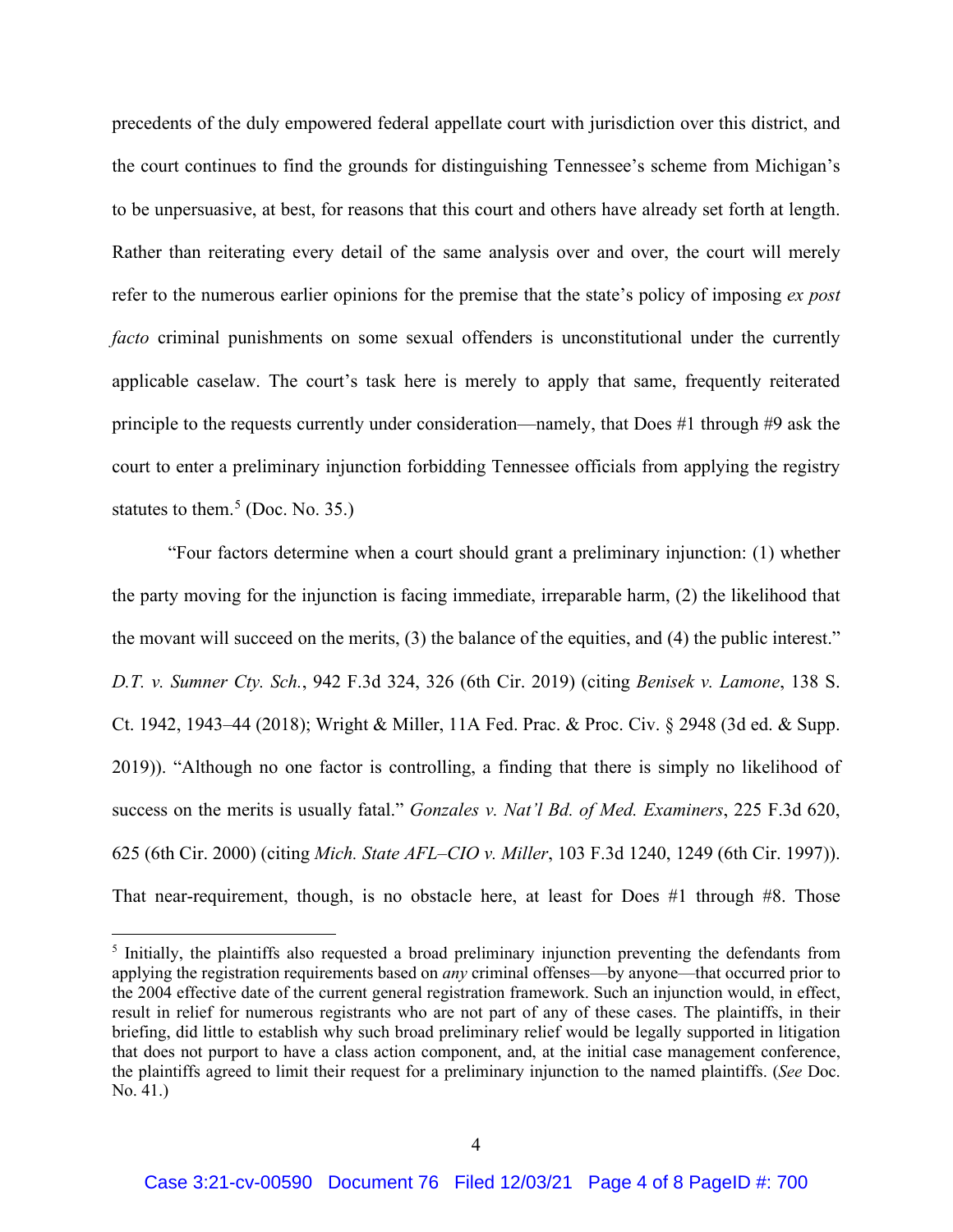precedents of the duly empowered federal appellate court with jurisdiction over this district, and the court continues to find the grounds for distinguishing Tennessee's scheme from Michigan's to be unpersuasive, at best, for reasons that this court and others have already set forth at length. Rather than reiterating every detail of the same analysis over and over, the court will merely refer to the numerous earlier opinions for the premise that the state's policy of imposing *ex post facto* criminal punishments on some sexual offenders is unconstitutional under the currently applicable caselaw. The court's task here is merely to apply that same, frequently reiterated principle to the requests currently under consideration—namely, that Does #1 through #9 ask the court to enter a preliminary injunction forbidding Tennessee officials from applying the registry statutes to them.[5] (Doc. No. 35.)

"Four factors determine when a court should grant a preliminary injunction: (1) whether the party moving for the injunction is facing immediate, irreparable harm, (2) the likelihood that the movant will succeed on the merits, (3) the balance of the equities, and (4) the public interest." *D.T. v. Sumner Cty. Sch.*, 942 F.3d 324, 326 (6th Cir. 2019) (citing *Benisek v. Lamone*, 138 S. Ct. 1942, 1943–44 (2018); Wright & Miller, 11A Fed. Prac. & Proc. Civ. § 2948 (3d ed. & Supp. 2019)). "Although no one factor is controlling, a finding that there is simply no likelihood of success on the merits is usually fatal." *Gonzales v. Nat'l Bd. of Med. Examiners*, 225 F.3d 620, 625 (6th Cir. 2000) (citing *Mich. State AFL–CIO v. Miller*, 103 F.3d 1240, 1249 (6th Cir. 1997)). That near-requirement, though, is no obstacle here, at least for Does #1 through #8. Those

[5] Initially, the plaintiffs also requested a broad preliminary injunction preventing the defendants from applying the registration requirements based on *any* criminal offenses—by anyone—that occurred prior to the 2004 effective date of the current general registration framework. Such an injunction would, in effect, result in relief for numerous registrants who are not part of any of these cases. The plaintiffs, in their briefing, did little to establish why such broad preliminary relief would be legally supported in litigation that does not purport to have a class action component, and, at the initial case management conference, the plaintiffs agreed to limit their request for a preliminary injunction to the named plaintiffs. (*See* Doc. No. 41.)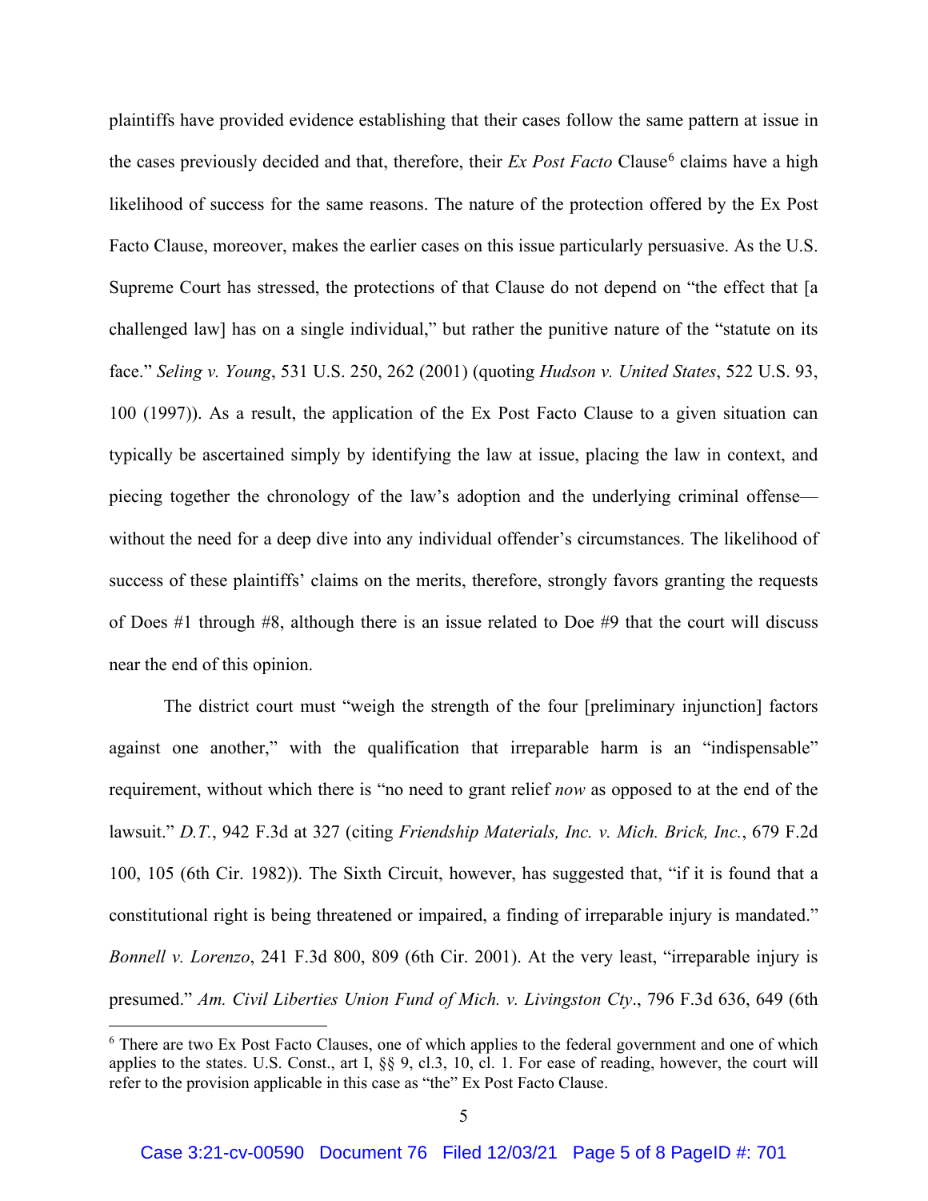plaintiffs have provided evidence establishing that their cases follow the same pattern at issue in the cases previously decided and that, therefore, their *Ex Post Facto* Clause[6] claims have a high likelihood of success for the same reasons. The nature of the protection offered by the Ex Post Facto Clause, moreover, makes the earlier cases on this issue particularly persuasive. As the U.S. Supreme Court has stressed, the protections of that Clause do not depend on "the effect that [a challenged law] has on a single individual," but rather the punitive nature of the "statute on its face." *Seling v. Young*, 531 U.S. 250, 262 (2001) (quoting *Hudson v. United States*, 522 U.S. 93, 100 (1997)). As a result, the application of the Ex Post Facto Clause to a given situation can typically be ascertained simply by identifying the law at issue, placing the law in context, and piecing together the chronology of the law's adoption and the underlying criminal offense—without the need for a deep dive into any individual offender's circumstances. The likelihood of success of these plaintiffs' claims on the merits, therefore, strongly favors granting the requests of Does #1 through #8, although there is an issue related to Doe #9 that the court will discuss near the end of this opinion.

The district court must "weigh the strength of the four [preliminary injunction] factors against one another," with the qualification that irreparable harm is an "indispensable" requirement, without which there is "no need to grant relief *now* as opposed to at the end of the lawsuit." *D.T.*, 942 F.3d at 327 (citing *Friendship Materials, Inc. v. Mich. Brick, Inc.*, 679 F.2d 100, 105 (6th Cir. 1982)). The Sixth Circuit, however, has suggested that, "if it is found that a constitutional right is being threatened or impaired, a finding of irreparable injury is mandated." *Bonnell v. Lorenzo*, 241 F.3d 800, 809 (6th Cir. 2001). At the very least, "irreparable injury is presumed." *Am. Civil Liberties Union Fund of Mich. v. Livingston Cty*., 796 F.3d 636, 649 (6th

[6] There are two Ex Post Facto Clauses, one of which applies to the federal government and one of which applies to the states. U.S. Const., art I, §§ 9, cl.3, 10, cl. 1. For ease of reading, however, the court will refer to the provision applicable in this case as "the" Ex Post Facto Clause.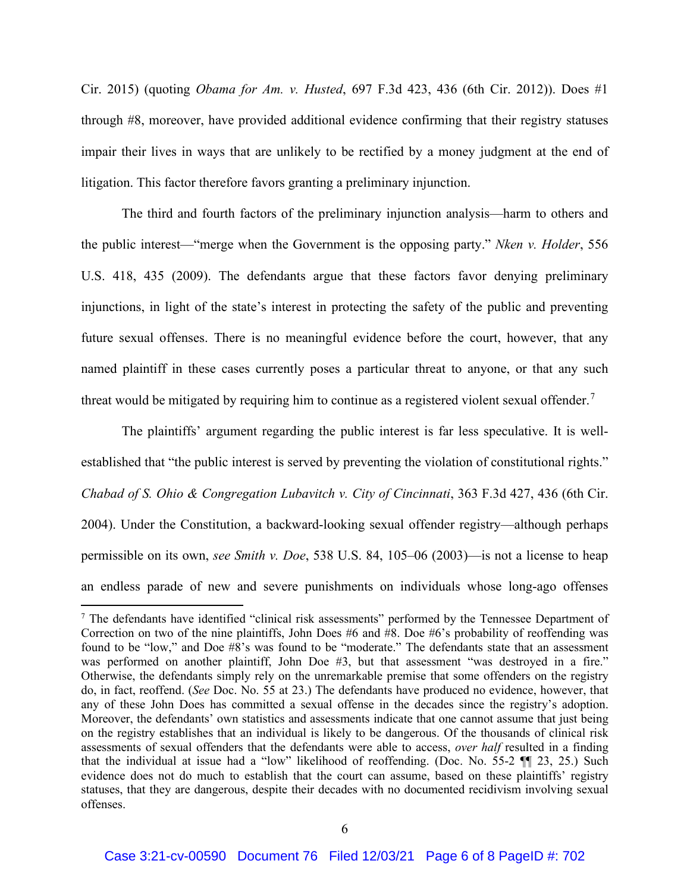Cir. 2015) (quoting *Obama for Am. v. Husted*, 697 F.3d 423, 436 (6th Cir. 2012)). Does #1 through #8, moreover, have provided additional evidence confirming that their registry statuses impair their lives in ways that are unlikely to be rectified by a money judgment at the end of litigation. This factor therefore favors granting a preliminary injunction.

The third and fourth factors of the preliminary injunction analysis—harm to others and the public interest—"merge when the Government is the opposing party." *Nken v. Holder*, 556 U.S. 418, 435 (2009). The defendants argue that these factors favor denying preliminary injunctions, in light of the state's interest in protecting the safety of the public and preventing future sexual offenses. There is no meaningful evidence before the court, however, that any named plaintiff in these cases currently poses a particular threat to anyone, or that any such threat would be mitigated by requiring him to continue as a registered violent sexual offender.[7]

The plaintiffs' argument regarding the public interest is far less speculative. It is well-established that "the public interest is served by preventing the violation of constitutional rights." *Chabad of S. Ohio & Congregation Lubavitch v. City of Cincinnati*, 363 F.3d 427, 436 (6th Cir. 2004). Under the Constitution, a backward-looking sexual offender registry—although perhaps permissible on its own, *see Smith v. Doe*, 538 U.S. 84, 105–06 (2003)—is not a license to heap an endless parade of new and severe punishments on individuals whose long-ago offenses

---

[7] The defendants have identified "clinical risk assessments" performed by the Tennessee Department of Correction on two of the nine plaintiffs, John Does #6 and #8. Doe #6's probability of reoffending was found to be "low," and Doe #8's was found to be "moderate." The defendants state that an assessment was performed on another plaintiff, John Doe #3, but that assessment "was destroyed in a fire." Otherwise, the defendants simply rely on the unremarkable premise that some offenders on the registry do, in fact, reoffend. (*See* Doc. No. 55 at 23.) The defendants have produced no evidence, however, that any of these John Does has committed a sexual offense in the decades since the registry's adoption. Moreover, the defendants' own statistics and assessments indicate that one cannot assume that just being on the registry establishes that an individual is likely to be dangerous. Of the thousands of clinical risk assessments of sexual offenders that the defendants were able to access, *over half* resulted in a finding that the individual at issue had a "low" likelihood of reoffending. (Doc. No. 55-2 ¶¶ 23, 25.) Such evidence does not do much to establish that the court can assume, based on these plaintiffs' registry statuses, that they are dangerous, despite their decades with no documented recidivism involving sexual offenses.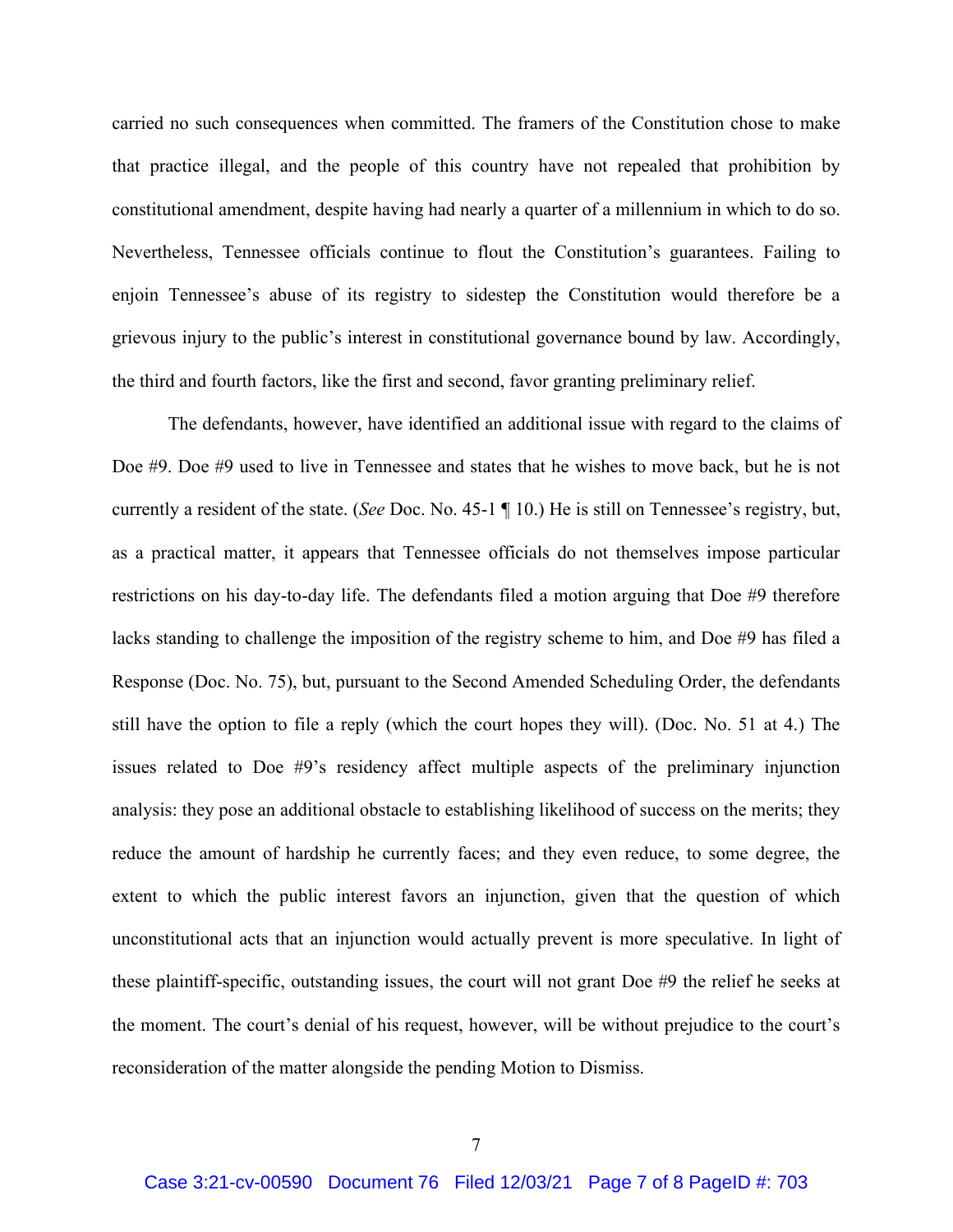carried no such consequences when committed. The framers of the Constitution chose to make that practice illegal, and the people of this country have not repealed that prohibition by constitutional amendment, despite having had nearly a quarter of a millennium in which to do so. Nevertheless, Tennessee officials continue to flout the Constitution's guarantees. Failing to enjoin Tennessee's abuse of its registry to sidestep the Constitution would therefore be a grievous injury to the public's interest in constitutional governance bound by law. Accordingly, the third and fourth factors, like the first and second, favor granting preliminary relief.

The defendants, however, have identified an additional issue with regard to the claims of Doe #9. Doe #9 used to live in Tennessee and states that he wishes to move back, but he is not currently a resident of the state. (*See* Doc. No. 45-1 ¶ 10.) He is still on Tennessee's registry, but, as a practical matter, it appears that Tennessee officials do not themselves impose particular restrictions on his day-to-day life. The defendants filed a motion arguing that Doe #9 therefore lacks standing to challenge the imposition of the registry scheme to him, and Doe #9 has filed a Response (Doc. No. 75), but, pursuant to the Second Amended Scheduling Order, the defendants still have the option to file a reply (which the court hopes they will). (Doc. No. 51 at 4.) The issues related to Doe #9's residency affect multiple aspects of the preliminary injunction analysis: they pose an additional obstacle to establishing likelihood of success on the merits; they reduce the amount of hardship he currently faces; and they even reduce, to some degree, the extent to which the public interest favors an injunction, given that the question of which unconstitutional acts that an injunction would actually prevent is more speculative. In light of these plaintiff-specific, outstanding issues, the court will not grant Doe #9 the relief he seeks at the moment. The court's denial of his request, however, will be without prejudice to the court's reconsideration of the matter alongside the pending Motion to Dismiss.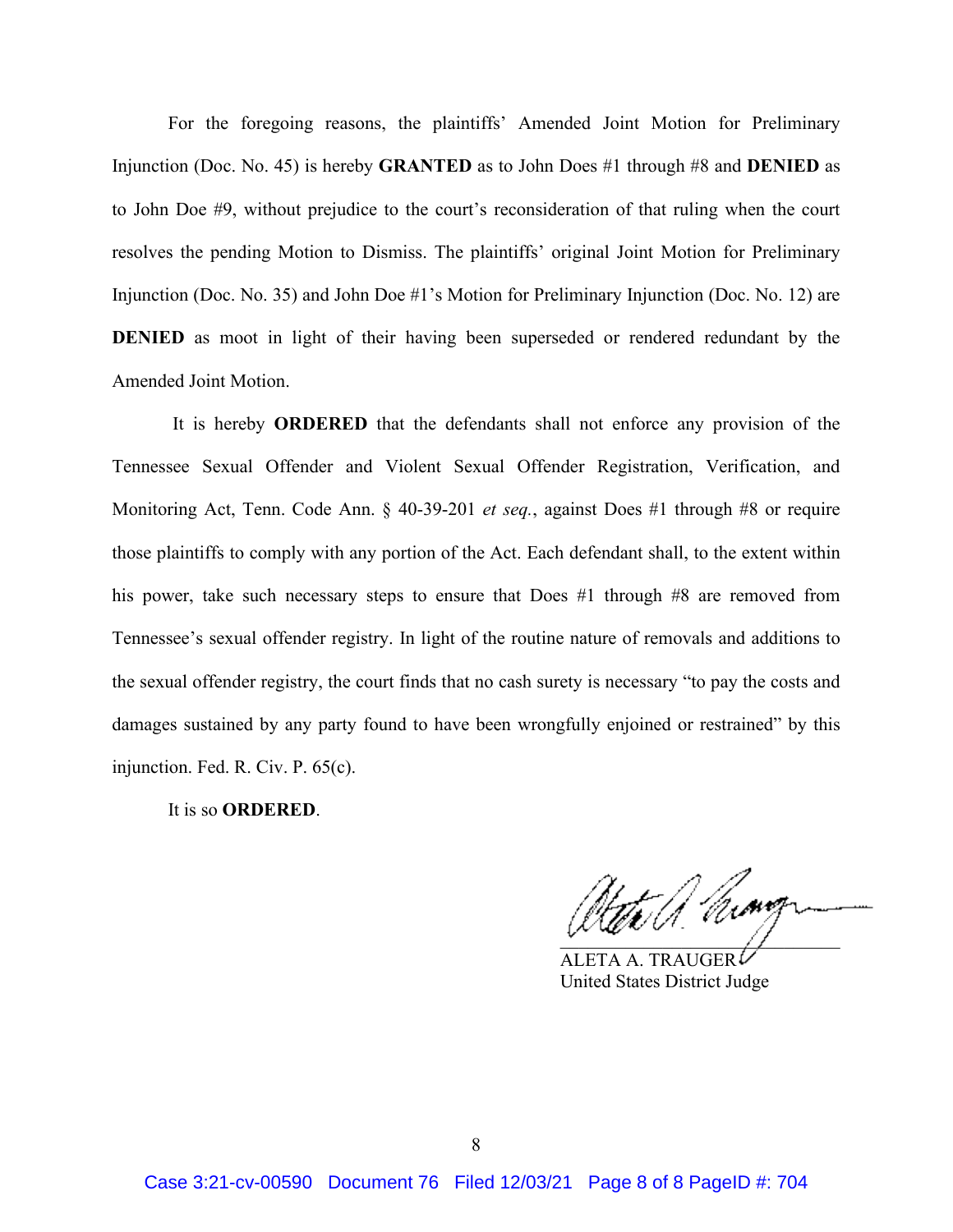For the foregoing reasons, the plaintiffs' Amended Joint Motion for Preliminary Injunction (Doc. No. 45) is hereby **GRANTED** as to John Does #1 through #8 and **DENIED** as to John Doe #9, without prejudice to the court's reconsideration of that ruling when the court resolves the pending Motion to Dismiss. The plaintiffs' original Joint Motion for Preliminary Injunction (Doc. No. 35) and John Doe #1's Motion for Preliminary Injunction (Doc. No. 12) are **DENIED** as moot in light of their having been superseded or rendered redundant by the Amended Joint Motion.

It is hereby **ORDERED** that the defendants shall not enforce any provision of the Tennessee Sexual Offender and Violent Sexual Offender Registration, Verification, and Monitoring Act, Tenn. Code Ann. § 40-39-201 *et seq.*, against Does #1 through #8 or require those plaintiffs to comply with any portion of the Act. Each defendant shall, to the extent within his power, take such necessary steps to ensure that Does #1 through #8 are removed from Tennessee's sexual offender registry. In light of the routine nature of removals and additions to the sexual offender registry, the court finds that no cash surety is necessary "to pay the costs and damages sustained by any party found to have been wrongfully enjoined or restrained" by this injunction. Fed. R. Civ. P. 65(c).

It is so **ORDERED**.

ALETA A. TRAUGER
United States District Judge